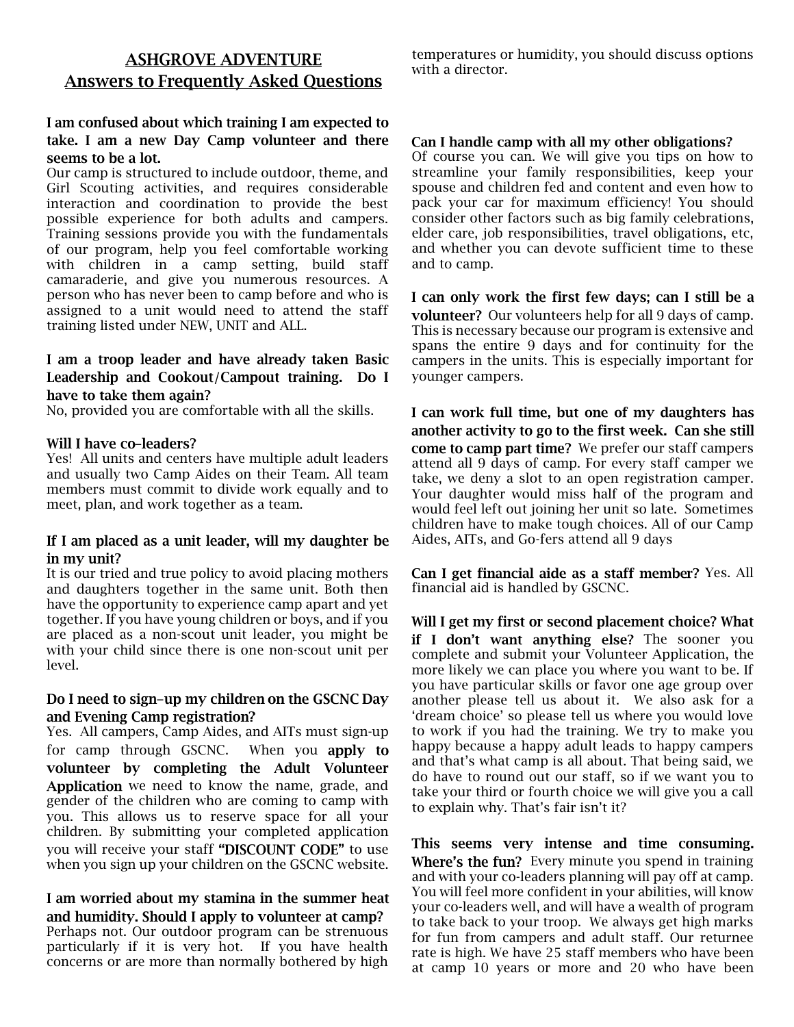# ASHGROVE ADVENTURE
## Answers to Frequently Asked Questions

**I am confused about which training I am expected to take. I am a new Day Camp volunteer and there seems to be a lot.**
Our camp is structured to include outdoor, theme, and Girl Scouting activities, and requires considerable interaction and coordination to provide the best possible experience for both adults and campers. Training sessions provide you with the fundamentals of our program, help you feel comfortable working with children in a camp setting, build staff camaraderie, and give you numerous resources. A person who has never been to camp before and who is assigned to a unit would need to attend the staff training listed under NEW, UNIT and ALL.

**I am a troop leader and have already taken Basic Leadership and Cookout/Campout training. Do I have to take them again?**
No, provided you are comfortable with all the skills.

**Will I have co–leaders?**
Yes! All units and centers have multiple adult leaders and usually two Camp Aides on their Team. All team members must commit to divide work equally and to meet, plan, and work together as a team.

**If I am placed as a unit leader, will my daughter be in my unit?**
It is our tried and true policy to avoid placing mothers and daughters together in the same unit. Both then have the opportunity to experience camp apart and yet together. If you have young children or boys, and if you are placed as a non-scout unit leader, you might be with your child since there is one non-scout unit per level.

**Do I need to sign–up my children on the GSCNC Day and Evening Camp registration?**
Yes. All campers, Camp Aides, and AITs must sign-up for camp through GSCNC. When you **apply to volunteer by completing the Adult Volunteer Application** we need to know the name, grade, and gender of the children who are coming to camp with you. This allows us to reserve space for all your children. By submitting your completed application you will receive your staff **"DISCOUNT CODE"** to use when you sign up your children on the GSCNC website.

**I am worried about my stamina in the summer heat and humidity. Should I apply to volunteer at camp?**
Perhaps not. Our outdoor program can be strenuous particularly if it is very hot. If you have health concerns or are more than normally bothered by high temperatures or humidity, you should discuss options with a director.

**Can I handle camp with all my other obligations?**
Of course you can. We will give you tips on how to streamline your family responsibilities, keep your spouse and children fed and content and even how to pack your car for maximum efficiency! You should consider other factors such as big family celebrations, elder care, job responsibilities, travel obligations, etc, and whether you can devote sufficient time to these and to camp.

**I can only work the first few days; can I still be a volunteer?** Our volunteers help for all 9 days of camp. This is necessary because our program is extensive and spans the entire 9 days and for continuity for the campers in the units. This is especially important for younger campers.

**I can work full time, but one of my daughters has another activity to go to the first week. Can she still come to camp part time?** We prefer our staff campers attend all 9 days of camp. For every staff camper we take, we deny a slot to an open registration camper. Your daughter would miss half of the program and would feel left out joining her unit so late. Sometimes children have to make tough choices. All of our Camp Aides, AITs, and Go-fers attend all 9 days

**Can I get financial aide as a staff member?** Yes. All financial aid is handled by GSCNC.

**Will I get my first or second placement choice? What if I don't want anything else?** The sooner you complete and submit your Volunteer Application, the more likely we can place you where you want to be. If you have particular skills or favor one age group over another please tell us about it. We also ask for a 'dream choice' so please tell us where you would love to work if you had the training. We try to make you happy because a happy adult leads to happy campers and that's what camp is all about. That being said, we do have to round out our staff, so if we want you to take your third or fourth choice we will give you a call to explain why. That's fair isn't it?

**This seems very intense and time consuming. Where's the fun?** Every minute you spend in training and with your co-leaders planning will pay off at camp. You will feel more confident in your abilities, will know your co-leaders well, and will have a wealth of program to take back to your troop. We always get high marks for fun from campers and adult staff. Our returnee rate is high. We have 25 staff members who have been at camp 10 years or more and 20 who have been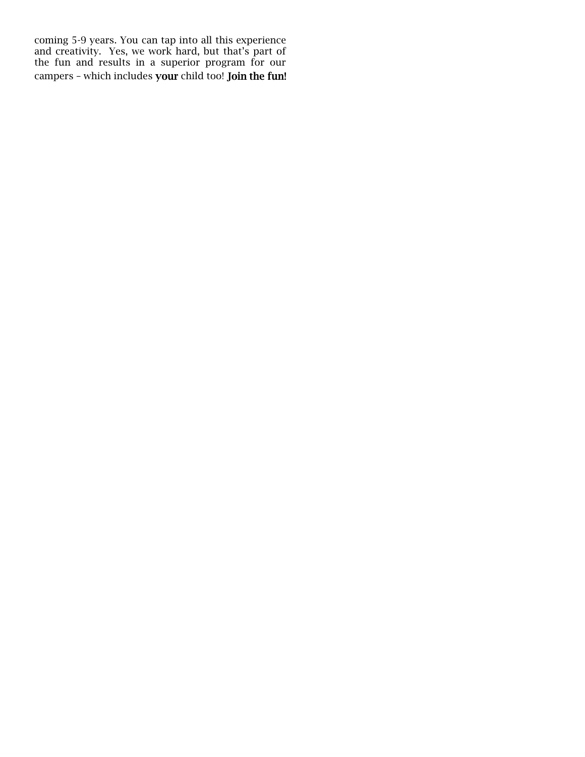coming 5-9 years. You can tap into all this experience and creativity. Yes, we work hard, but that's part of the fun and results in a superior program for our campers – which includes **your** child too! **Join the fun!**